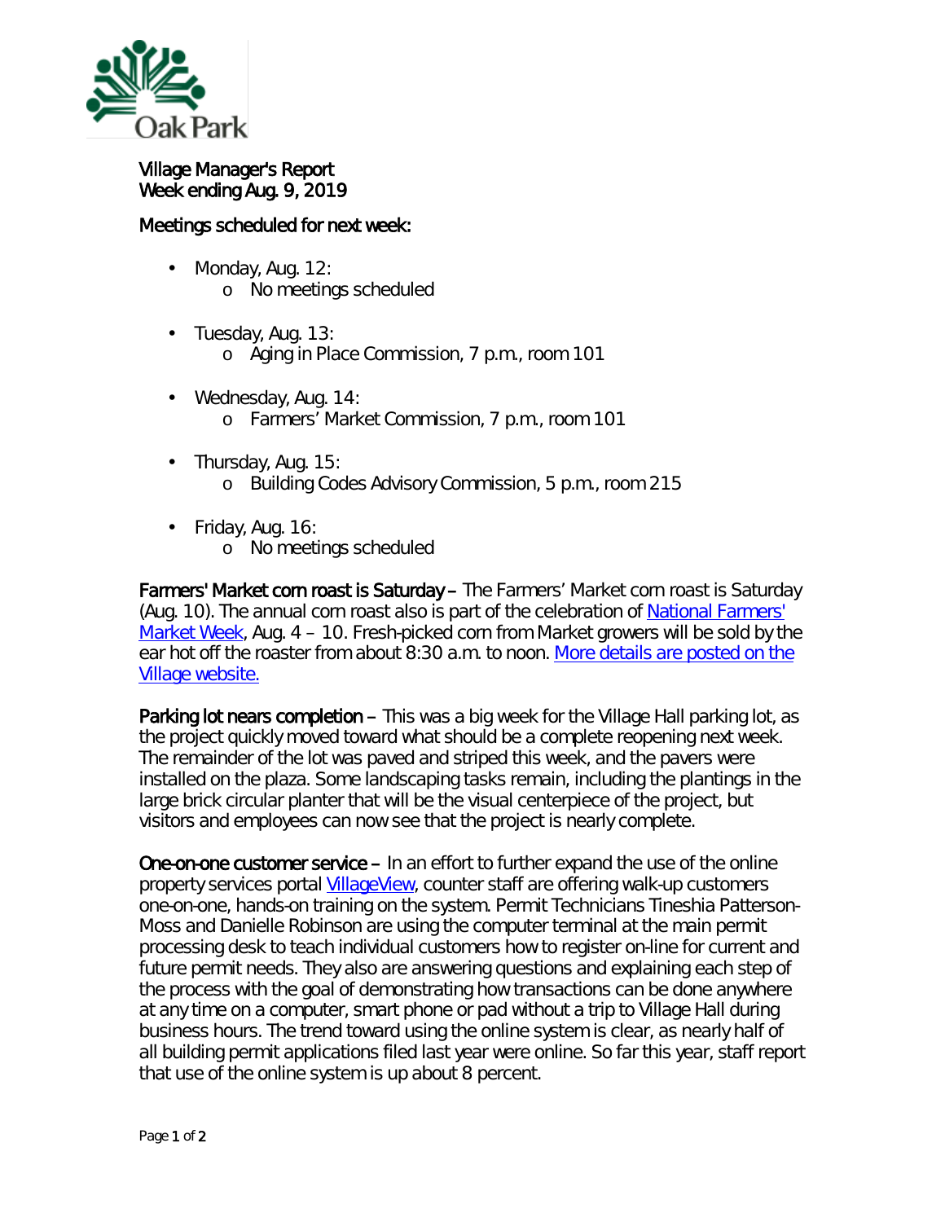Oak Park

# Village Manager's Report
## Week ending Aug. 9, 2019

### Meetings scheduled for next week:

- Monday, Aug. 12:
    - No meetings scheduled
- Tuesday, Aug. 13:
    - Aging in Place Commission, 7 p.m., room 101
- Wednesday, Aug. 14:
    - Farmers' Market Commission, 7 p.m., room 101
- Thursday, Aug. 15:
    - Building Codes Advisory Commission, 5 p.m., room 215
- Friday, Aug. 16:
    - No meetings scheduled

**Farmers' Market corn roast is Saturday** – The Farmers' Market corn roast is Saturday (Aug. 10). The annual corn roast also is part of the celebration of National Farmers' Market Week, Aug. 4 – 10. Fresh-picked corn from Market growers will be sold by the ear hot off the roaster from about 8:30 a.m. to noon. More details are posted on the Village website.

**Parking lot nears completion** – This was a big week for the Village Hall parking lot, as the project quickly moved toward what should be a complete reopening next week. The remainder of the lot was paved and striped this week, and the pavers were installed on the plaza. Some landscaping tasks remain, including the plantings in the large brick circular planter that will be the visual centerpiece of the project, but visitors and employees can now see that the project is nearly complete.

**One-on-one customer service** – In an effort to further expand the use of the online property services portal VillageView, counter staff are offering walk-up customers one-on-one, hands-on training on the system. Permit Technicians Tineshia Patterson-Moss and Danielle Robinson are using the computer terminal at the main permit processing desk to teach individual customers how to register on-line for current and future permit needs. They also are answering questions and explaining each step of the process with the goal of demonstrating how transactions can be done anywhere at any time on a computer, smart phone or pad without a trip to Village Hall during business hours. The trend toward using the online system is clear, as nearly half of all building permit applications filed last year were online. So far this year, staff report that use of the online system is up about 8 percent.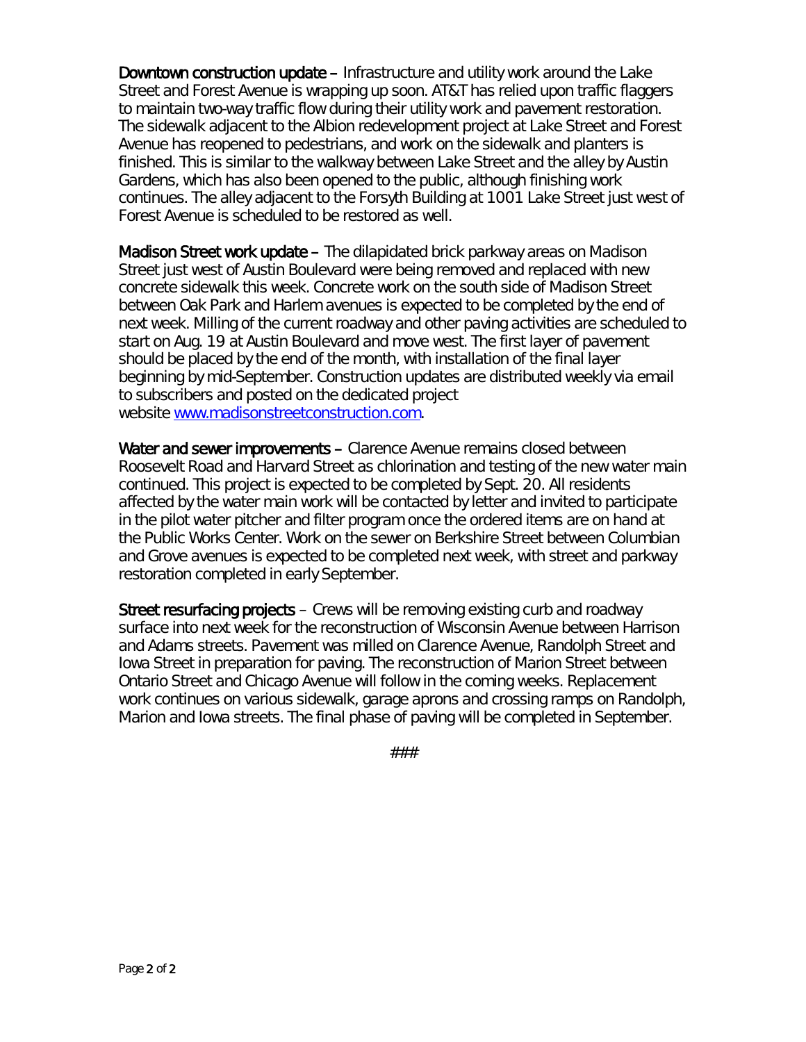**Downtown construction update** – Infrastructure and utility work around the Lake Street and Forest Avenue is wrapping up soon. AT&T has relied upon traffic flaggers to maintain two-way traffic flow during their utility work and pavement restoration. The sidewalk adjacent to the Albion redevelopment project at Lake Street and Forest Avenue has reopened to pedestrians, and work on the sidewalk and planters is finished. This is similar to the walkway between Lake Street and the alley by Austin Gardens, which has also been opened to the public, although finishing work continues. The alley adjacent to the Forsyth Building at 1001 Lake Street just west of Forest Avenue is scheduled to be restored as well.

**Madison Street work update** – The dilapidated brick parkway areas on Madison Street just west of Austin Boulevard were being removed and replaced with new concrete sidewalk this week. Concrete work on the south side of Madison Street between Oak Park and Harlem avenues is expected to be completed by the end of next week. Milling of the current roadway and other paving activities are scheduled to start on Aug. 19 at Austin Boulevard and move west. The first layer of pavement should be placed by the end of the month, with installation of the final layer beginning by mid-September. Construction updates are distributed weekly via email to subscribers and posted on the dedicated project website [www.madisonstreetconstruction.com](http://www.madisonstreetconstruction.com).

**Water and sewer improvements** – Clarence Avenue remains closed between Roosevelt Road and Harvard Street as chlorination and testing of the new water main continued. This project is expected to be completed by Sept. 20. All residents affected by the water main work will be contacted by letter and invited to participate in the pilot water pitcher and filter program once the ordered items are on hand at the Public Works Center. Work on the sewer on Berkshire Street between Columbian and Grove avenues is expected to be completed next week, with street and parkway restoration completed in early September.

**Street resurfacing projects** – Crews will be removing existing curb and roadway surface into next week for the reconstruction of Wisconsin Avenue between Harrison and Adams streets. Pavement was milled on Clarence Avenue, Randolph Street and Iowa Street in preparation for paving. The reconstruction of Marion Street between Ontario Street and Chicago Avenue will follow in the coming weeks. Replacement work continues on various sidewalk, garage aprons and crossing ramps on Randolph, Marion and Iowa streets. The final phase of paving will be completed in September.

###